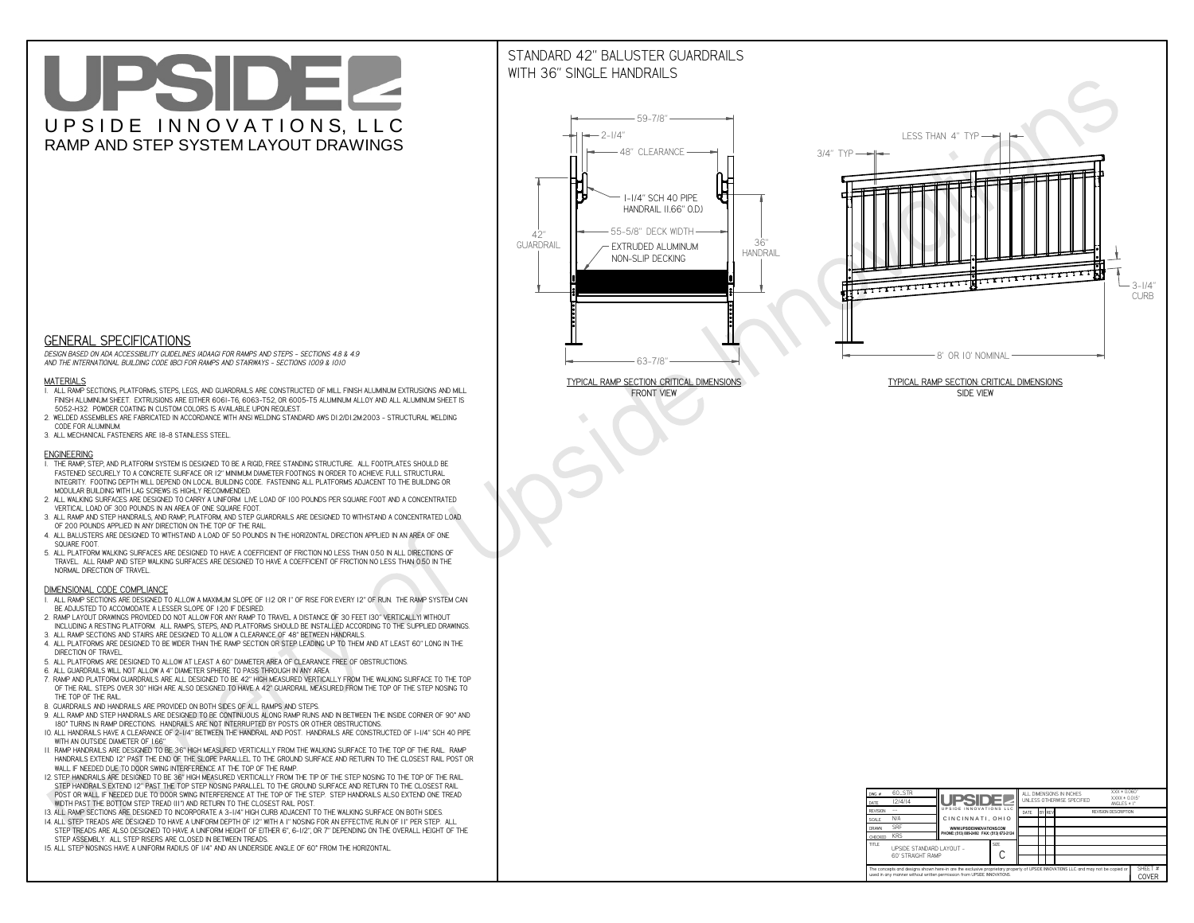# UPSIDE

UPSIDE INNOVATIONS, LLC

RAMP AND STEP SYSTEM LAYOUT DRAWINGS

## STANDARD 42" BALUSTER GUARDRAILS WITH 36" SINGLE HANDRAILS

59-7/8"
2-1/4"
48" CLEARANCE
1-1/4" SCH 40 PIPE HANDRAIL (1.66" O.D.)
55-5/8" DECK WIDTH
42" GUARDRAIL
EXTRUDED ALUMINUM NON-SLIP DECKING
36" HANDRAIL
63-7/8"

TYPICAL RAMP SECTION: CRITICAL DIMENSIONS
FRONT VIEW

LESS THAN 4" TYP
3/4" TYP
3-1/4" CURB
8' OR 10' NOMINAL

TYPICAL RAMP SECTION: CRITICAL DIMENSIONS
SIDE VIEW

## GENERAL SPECIFICATIONS

*DESIGN BASED ON ADA ACCESSIBILITY GUIDELINES (ADAAG) FOR RAMPS AND STEPS - SECTIONS 4.8 & 4.9 AND THE INTERNATIONAL BUILDING CODE (IBC) FOR RAMPS AND STAIRWAYS - SECTIONS 1009 & 1010*

### MATERIALS

1. ALL RAMP SECTIONS, PLATFORMS, STEPS, LEGS, AND GUARDRAILS ARE CONSTRUCTED OF MILL FINISH ALUMINUM EXTRUSIONS AND MILL FINISH ALUMINUM SHEET. EXTRUSIONS ARE EITHER 6061-T6, 6063-T52, OR 6005-T5 ALUMINUM ALLOY AND ALL ALUMINUM SHEET IS 5052-H32. POWDER COATING IN CUSTOM COLORS IS AVAILABLE UPON REQUEST.
2. WELDED ASSEMBLIES ARE FABRICATED IN ACCORDANCE WITH ANSI WELDING STANDARD AWS D1.2/D1.2M:2003 - STRUCTURAL WELDING CODE FOR ALUMINUM.
3. ALL MECHANICAL FASTENERS ARE 18-8 STAINLESS STEEL.

### ENGINEERING

1. THE RAMP, STEP, AND PLATFORM SYSTEM IS DESIGNED TO BE A RIGID, FREE STANDING STRUCTURE. ALL FOOTPLATES SHOULD BE FASTENED SECURELY TO A CONCRETE SURFACE OR 12" MINIMUM DIAMETER FOOTINGS IN ORDER TO ACHIEVE FULL STRUCTURAL INTEGRITY. FOOTING DEPTH WILL DEPEND ON LOCAL BUILDING CODE. FASTENING ALL PLATFORMS ADJACENT TO THE BUILDING OR MODULAR BUILDING WITH LAG SCREWS IS HIGHLY RECOMMENDED.
2. ALL WALKING SURFACES ARE DESIGNED TO CARRY A UNIFORM LIVE LOAD OF 100 POUNDS PER SQUARE FOOT AND A CONCENTRATED VERTICAL LOAD OF 300 POUNDS IN AN AREA OF ONE SQUARE FOOT.
3. ALL RAMP AND STEP HANDRAILS, AND RAMP, PLATFORM, AND STEP GUARDRAILS ARE DESIGNED TO WITHSTAND A CONCENTRATED LOAD OF 200 POUNDS APPLIED IN ANY DIRECTION ON THE TOP OF THE RAIL.
4. ALL BALUSTERS ARE DESIGNED TO WITHSTAND A LOAD OF 50 POUNDS IN THE HORIZONTAL DIRECTION APPLIED IN AN AREA OF ONE SQUARE FOOT.
5. ALL PLATFORM WALKING SURFACES ARE DESIGNED TO HAVE A COEFFICIENT OF FRICTION NO LESS THAN 0.50 IN ALL DIRECTIONS OF TRAVEL. ALL RAMP AND STEP WALKING SURFACES ARE DESIGNED TO HAVE A COEFFICIENT OF FRICTION NO LESS THAN 0.50 IN THE NORMAL DIRECTION OF TRAVEL.

### DIMENSIONAL CODE COMPLIANCE

1. ALL RAMP SECTIONS ARE DESIGNED TO ALLOW A MAXIMUM SLOPE OF 1:12 OR 1" OF RISE FOR EVERY 12" OF RUN. THE RAMP SYSTEM CAN BE ADJUSTED TO ACCOMODATE A LESSER SLOPE OF 1:20 IF DESIRED.
2. RAMP LAYOUT DRAWINGS PROVIDED DO NOT ALLOW FOR ANY RAMP TO TRAVEL A DISTANCE OF 30 FEET (30" VERTICALLY) WITHOUT INCLUDING A RESTING PLATFORM. ALL RAMPS, STEPS, AND PLATFORMS SHOULD BE INSTALLED ACCORDING TO THE SUPPLIED DRAWINGS.
3. ALL RAMP SECTIONS AND STAIRS ARE DESIGNED TO ALLOW A CLEARANCE OF 48" BETWEEN HANDRAILS.
4. ALL PLATFORMS ARE DESIGNED TO BE WIDER THAN THE RAMP SECTION OR STEP LEADING UP TO THEM AND AT LEAST 60" LONG IN THE DIRECTION OF TRAVEL.
5. ALL PLATFORMS ARE DESIGNED TO ALLOW AT LEAST A 60" DIAMETER AREA OF CLEARANCE FREE OF OBSTRUCTIONS.
6. ALL GUARDRAILS WILL NOT ALLOW A 4" DIAMETER SPHERE TO PASS THROUGH IN ANY AREA.
7. RAMP AND PLATFORM GUARDRAILS ARE ALL DESIGNED TO BE 42" HIGH MEASURED VERTICALLY FROM THE WALKING SURFACE TO THE TOP OF THE RAIL. STEPS OVER 30" HIGH ARE ALSO DESIGNED TO HAVE A 42" GUARDRAIL MEASURED FROM THE TOP OF THE STEP NOSING TO THE TOP OF THE RAIL.
8. GUARDRAILS AND HANDRAILS ARE PROVIDED ON BOTH SIDES OF ALL RAMPS AND STEPS.
9. ALL RAMP AND STEP HANDRAILS ARE DESIGNED TO BE CONTINUOUS ALONG RAMP RUNS AND IN BETWEEN THE INSIDE CORNER OF 90° AND 180° TURNS IN RAMP DIRECTIONS. HANDRAILS ARE NOT INTERRUPTED BY POSTS OR OTHER OBSTRUCTIONS.
10. ALL HANDRAILS HAVE A CLEARANCE OF 2-1/4" BETWEEN THE HANDRAIL AND POST. HANDRAILS ARE CONSTRUCTED OF 1-1/4" SCH 40 PIPE WITH AN OUTSIDE DIAMETER OF 1.66"
11. RAMP HANDRAILS ARE DESIGNED TO BE 36" HIGH MEASURED VERTICALLY FROM THE WALKING SURFACE TO THE TOP OF THE RAIL. RAMP HANDRAILS EXTEND 12" PAST THE END OF THE SLOPE PARALLEL TO THE GROUND SURFACE AND RETURN TO THE CLOSEST RAIL POST OR WALL IF NEEDED DUE TO DOOR SWING INTERFERENCE AT THE TOP OF THE RAMP.
12. STEP HANDRAILS ARE DESIGNED TO BE 36" HIGH MEASURED VERTICALLY FROM THE TIP OF THE STEP NOSING TO THE TOP OF THE RAIL. STEP HANDRAILS EXTEND 12" PAST THE TOP STEP NOSING PARALLEL TO THE GROUND SURFACE AND RETURN TO THE CLOSEST RAIL POST OR WALL IF NEEDED DUE TO DOOR SWING INTERFERENCE AT THE TOP OF THE STEP. STEP HANDRAILS ALSO EXTEND ONE TREAD WIDTH PAST THE BOTTOM STEP TREAD (11") AND RETURN TO THE CLOSEST RAIL POST.
13. ALL RAMP SECTIONS ARE DESIGNED TO INCORPORATE A 3-1/4" HIGH CURB ADJACENT TO THE WALKING SURFACE ON BOTH SIDES.
14. ALL STEP TREADS ARE DESIGNED TO HAVE A UNIFORM DEPTH OF 12" WITH A 1" NOSING FOR AN EFFECTIVE RUN OF 11" PER STEP. ALL STEP TREADS ARE ALSO DESIGNED TO HAVE A UNIFORM HEIGHT OF EITHER 6", 6-1/2", OR 7" DEPENDING ON THE OVERALL HEIGHT OF THE STEP ASSEMBLY. ALL STEP RISERS ARE CLOSED IN BETWEEN TREADS.
15. ALL STEP NOSINGS HAVE A UNIFORM RADIUS OF 1/4" AND AN UNDERSIDE ANGLE OF 60° FROM THE HORIZONTAL.

| | | | |
|---|---|---|---|
| DWG # | 60_STR | UPSIDE INNOVATIONS LLC | ALL DIMENSIONS IN INCHES UNLESS OTHERWISE SPECIFIED; X.XX = 0.060"; X.XXX = 0.015"; ANGLES = 1° |
| DATE | 12/4/14 | CINCINNATI, OHIO | |
| REVISION | --- | WWW.UPSIDEINNOVATIONS.COM PHONE: (513) 889-2492 FAX: (513) 672-2124 | DATE / BY / REV / REVISION DESCRIPTION |
| SCALE | N/A | | |
| DRAWN | SRF | | |
| CHECKED | KRS | | |
| TITLE | UPSIDE STANDARD LAYOUT - 60' STRAIGHT RAMP | SIZE C | |

The concepts and designs shown here-in are the exclusive proprietary property of UPSIDE INNOVATIONS LLC. and may not be copied or used in any manner without written permission from UPSIDE INNOVATIONS.

SHEET # COVER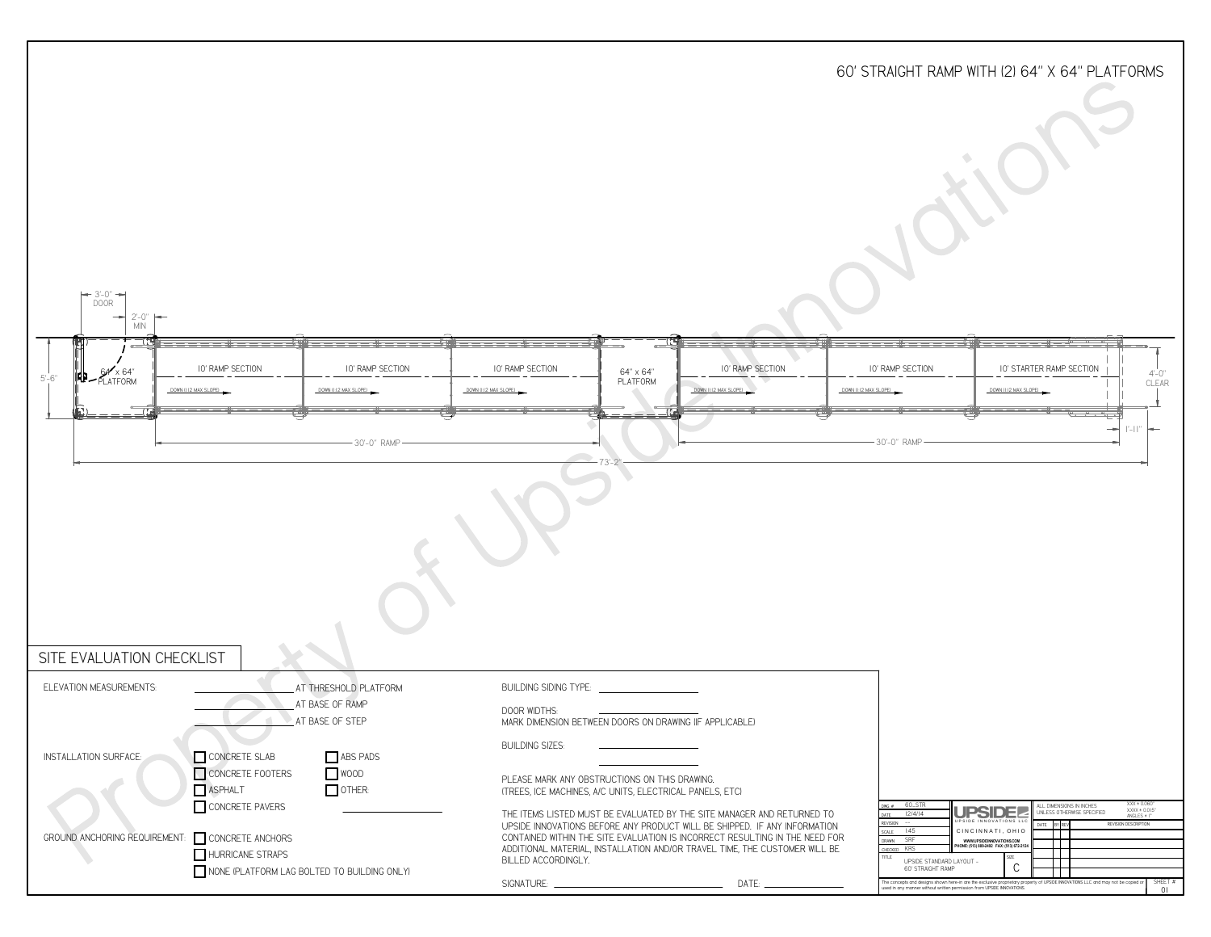# 60' STRAIGHT RAMP WITH (2) 64" X 64" PLATFORMS

3'-0" DOOR

2'-0" MIN

5'-6"

64" x 64" PLATFORM

10' RAMP SECTION

DOWN (1:12 MAX SLOPE)

10' RAMP SECTION

DOWN (1:12 MAX SLOPE)

10' RAMP SECTION

DOWN (1:12 MAX SLOPE)

64" x 64" PLATFORM

10' RAMP SECTION

DOWN (1:12 MAX SLOPE)

10' RAMP SECTION

DOWN (1:12 MAX SLOPE)

10' STARTER RAMP SECTION

DOWN (1:12 MAX SLOPE)

4'-0" CLEAR

1'-11"

30'-0" RAMP

30'-0" RAMP

73'-2"

## SITE EVALUATION CHECKLIST

ELEVATION MEASUREMENTS:

______________ AT THRESHOLD PLATFORM

______________ AT BASE OF RAMP

______________ AT BASE OF STEP

INSTALLATION SURFACE:

- ☐ CONCRETE SLAB
- ☐ CONCRETE FOOTERS
- ☐ ASPHALT
- ☐ CONCRETE PAVERS
- ☐ ABS PADS
- ☐ WOOD
- ☐ OTHER ______________

GROUND ANCHORING REQUIREMENT:

- ☐ CONCRETE ANCHORS
- ☐ HURRICANE STRAPS
- ☐ NONE (PLATFORM LAG BOLTED TO BUILDING ONLY)

BUILDING SIDING TYPE: ______________

DOOR WIDTHS: ______________

MARK DIMENSION BETWEEN DOORS ON DRAWING (IF APPLICABLE)

BUILDING SIZES: ______________

______________

PLEASE MARK ANY OBSTRUCTIONS ON THIS DRAWING.
(TREES, ICE MACHINES, A/C UNITS, ELECTRICAL PANELS, ETC)

THE ITEMS LISTED MUST BE EVALUATED BY THE SITE MANAGER AND RETURNED TO UPSIDE INNOVATIONS BEFORE ANY PRODUCT WILL BE SHIPPED. IF ANY INFORMATION CONTAINED WITHIN THE SITE EVALUATION IS INCORRECT RESULTING IN THE NEED FOR ADDITIONAL MATERIAL, INSTALLATION AND/OR TRAVEL TIME, THE CUSTOMER WILL BE BILLED ACCORDINGLY.

SIGNATURE: ______________________ DATE: ______________

| | |
|---|---|
| DWG # | 60_STR |
| DATE | 12/4/14 |
| REVISION | --- |
| SCALE | 1:45 |
| DRAWN | SRF |
| CHECKED | KRS |

UPSIDE INNOVATIONS LLC
CINCINNATI, OHIO
WWW.UPSIDEINNOVATIONS.COM
PHONE: (513) 889-2492 FAX: (513) 672-2124

TITLE: UPSIDE STANDARD LAYOUT - 60' STRAIGHT RAMP

SIZE: C

ALL DIMENSIONS IN INCHES UNLESS OTHERWISE SPECIFIED
X.XX ± 0.060"
X.XXX ± 0.015"
ANGLES ± 1°

| DATE | BY | REV | REVISION DESCRIPTION |
|---|---|---|---|
| | | | |

The concepts and designs shown here-in are the exclusive proprietary property of UPSIDE INNOVATIONS LLC and may not be copied or used in any manner without written permission from UPSIDE INNOVATIONS.

SHEET # 01